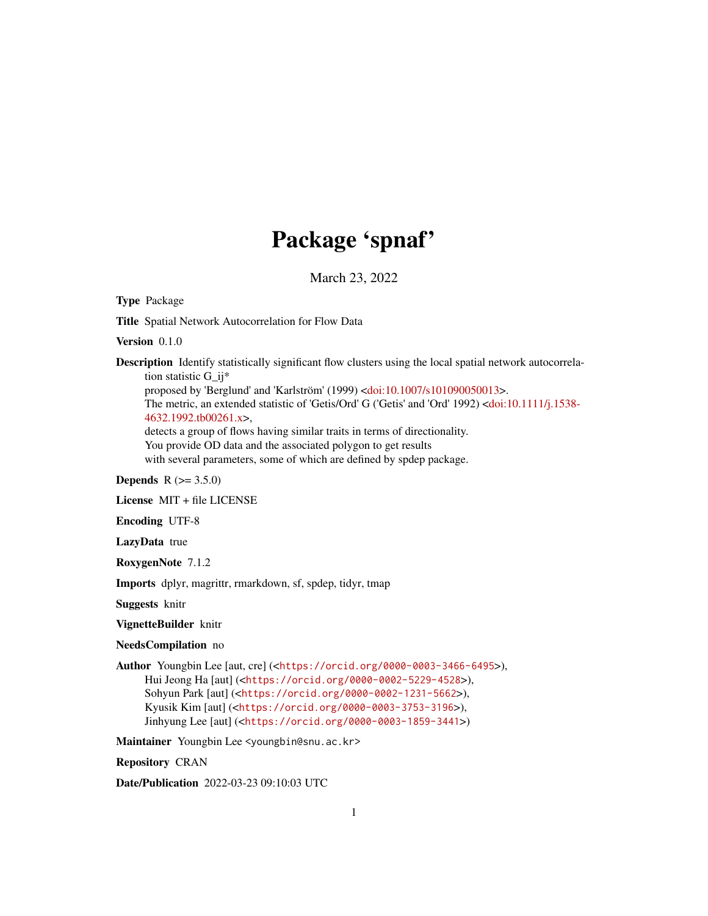# Package 'spnaf'

March 23, 2022

**Type** Package

**Title** Spatial Network Autocorrelation for Flow Data

**Version** 0.1.0

**Description** Identify statistically significant flow clusters using the local spatial network autocorrelation statistic G_ij*
proposed by 'Berglund' and 'Karlström' (1999) <doi:10.1007/s101090050013>.
The metric, an extended statistic of 'Getis/Ord' G ('Getis' and 'Ord' 1992) <doi:10.1111/j.1538-4632.1992.tb00261.x>,
detects a group of flows having similar traits in terms of directionality.
You provide OD data and the associated polygon to get results
with several parameters, some of which are defined by spdep package.

**Depends** R (>= 3.5.0)

**License** MIT + file LICENSE

**Encoding** UTF-8

**LazyData** true

**RoxygenNote** 7.1.2

**Imports** dplyr, magrittr, rmarkdown, sf, spdep, tidyr, tmap

**Suggests** knitr

**VignetteBuilder** knitr

**NeedsCompilation** no

**Author** Youngbin Lee [aut, cre] (<https://orcid.org/0000-0003-3466-6495>),
Hui Jeong Ha [aut] (<https://orcid.org/0000-0002-5229-4528>),
Sohyun Park [aut] (<https://orcid.org/0000-0002-1231-5662>),
Kyusik Kim [aut] (<https://orcid.org/0000-0003-3753-3196>),
Jinhyung Lee [aut] (<https://orcid.org/0000-0003-1859-3441>)

**Maintainer** Youngbin Lee <youngbin@snu.ac.kr>

**Repository** CRAN

**Date/Publication** 2022-03-23 09:10:03 UTC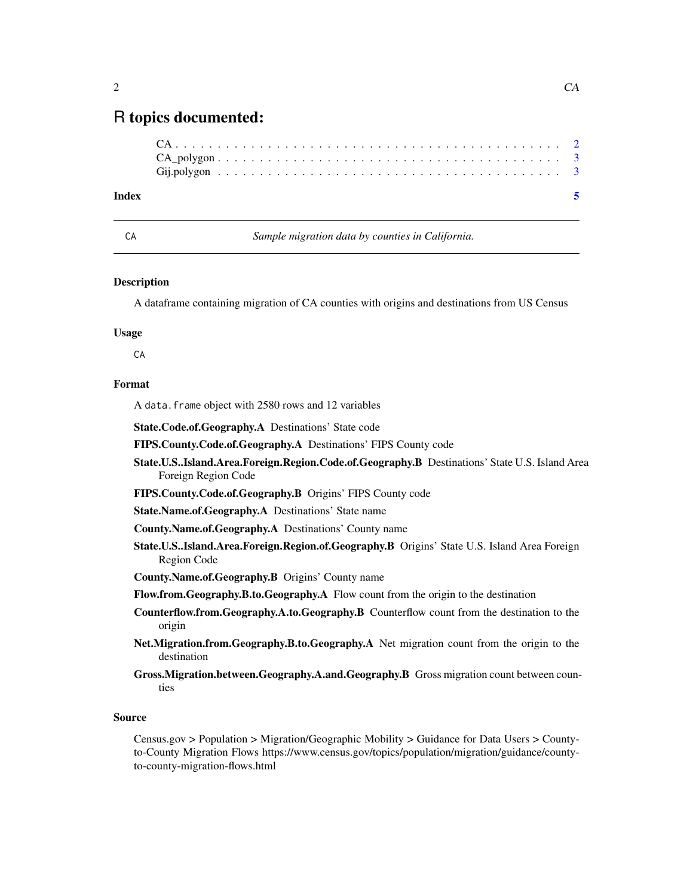# R topics documented:

CA . . . . . . . . . . . . . . . . . . . . . . . . . . . . . . . . . . . . . . . . . . 2
CA_polygon . . . . . . . . . . . . . . . . . . . . . . . . . . . . . . . . . . . . . 3
Gij.polygon . . . . . . . . . . . . . . . . . . . . . . . . . . . . . . . . . . . . . 3

**Index** **5**

---

CA *Sample migration data by counties in California.*

---

### Description

A dataframe containing migration of CA counties with origins and destinations from US Census

### Usage

```
CA
```

### Format

A `data.frame` object with 2580 rows and 12 variables

- **State.Code.of.Geography.A** Destinations' State code
- **FIPS.County.Code.of.Geography.A** Destinations' FIPS County code
- **State.U.S..Island.Area.Foreign.Region.Code.of.Geography.B** Destinations' State U.S. Island Area Foreign Region Code
- **FIPS.County.Code.of.Geography.B** Origins' FIPS County code
- **State.Name.of.Geography.A** Destinations' State name
- **County.Name.of.Geography.A** Destinations' County name
- **State.U.S..Island.Area.Foreign.Region.of.Geography.B** Origins' State U.S. Island Area Foreign Region Code
- **County.Name.of.Geography.B** Origins' County name
- **Flow.from.Geography.B.to.Geography.A** Flow count from the origin to the destination
- **Counterflow.from.Geography.A.to.Geography.B** Counterflow count from the destination to the origin
- **Net.Migration.from.Geography.B.to.Geography.A** Net migration count from the origin to the destination
- **Gross.Migration.between.Geography.A.and.Geography.B** Gross migration count between counties

### Source

Census.gov > Population > Migration/Geographic Mobility > Guidance for Data Users > County-to-County Migration Flows https://www.census.gov/topics/population/migration/guidance/county-to-county-migration-flows.html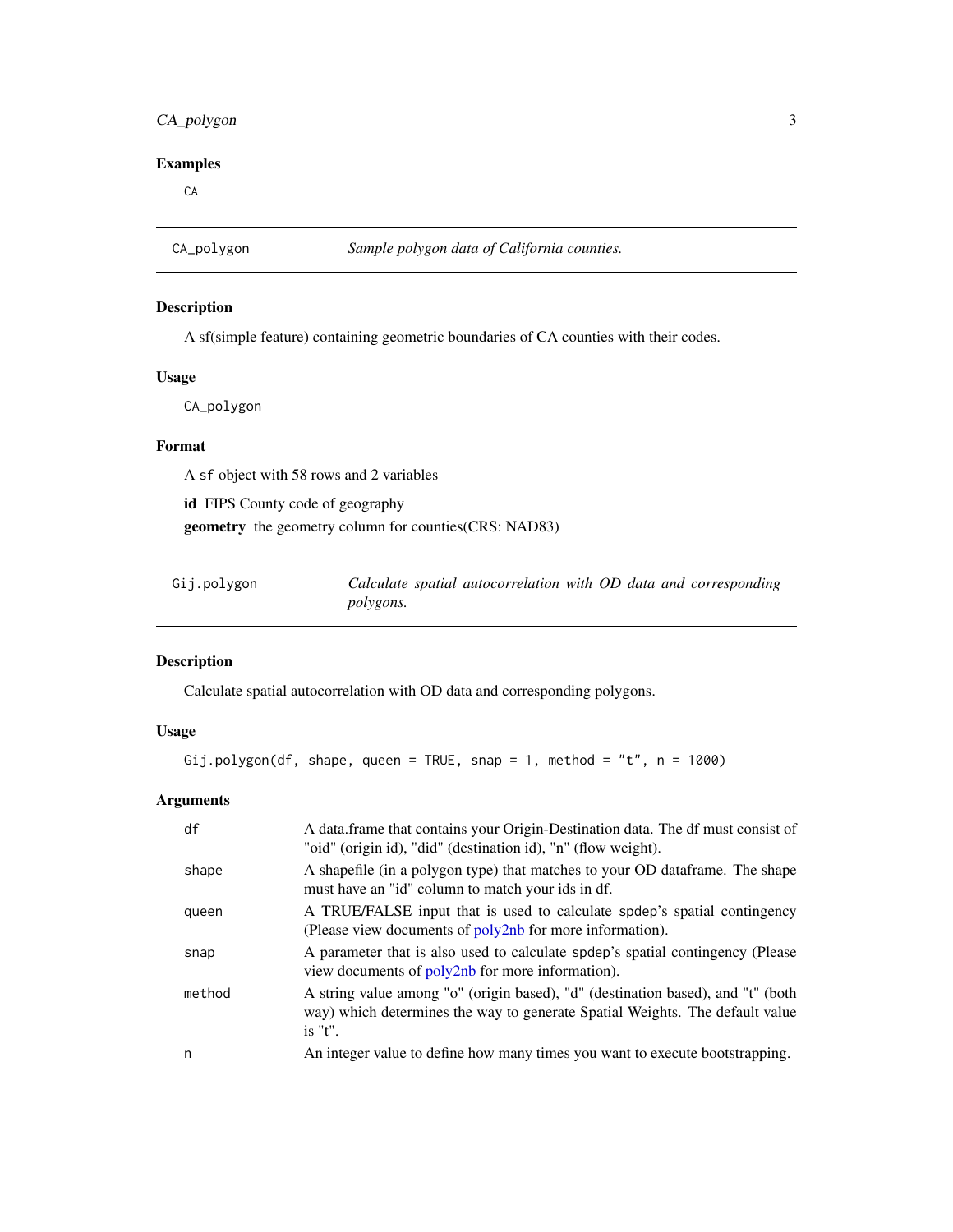### Examples

```
CA
```

---

## CA_polygon — *Sample polygon data of California counties.*

### Description

A sf(simple feature) containing geometric boundaries of CA counties with their codes.

### Usage

```
CA_polygon
```

### Format

A sf object with 58 rows and 2 variables

**id** FIPS County code of geography

**geometry** the geometry column for counties(CRS: NAD83)

---

## Gij.polygon — *Calculate spatial autocorrelation with OD data and corresponding polygons.*

### Description

Calculate spatial autocorrelation with OD data and corresponding polygons.

### Usage

```
Gij.polygon(df, shape, queen = TRUE, snap = 1, method = "t", n = 1000)
```

### Arguments

| | |
|---|---|
| df | A data.frame that contains your Origin-Destination data. The df must consist of "oid" (origin id), "did" (destination id), "n" (flow weight). |
| shape | A shapefile (in a polygon type) that matches to your OD dataframe. The shape must have an "id" column to match your ids in df. |
| queen | A TRUE/FALSE input that is used to calculate spdep's spatial contingency (Please view documents of poly2nb for more information). |
| snap | A parameter that is also used to calculate spdep's spatial contingency (Please view documents of poly2nb for more information). |
| method | A string value among "o" (origin based), "d" (destination based), and "t" (both way) which determines the way to generate Spatial Weights. The default value is "t". |
| n | An integer value to define how many times you want to execute bootstrapping. |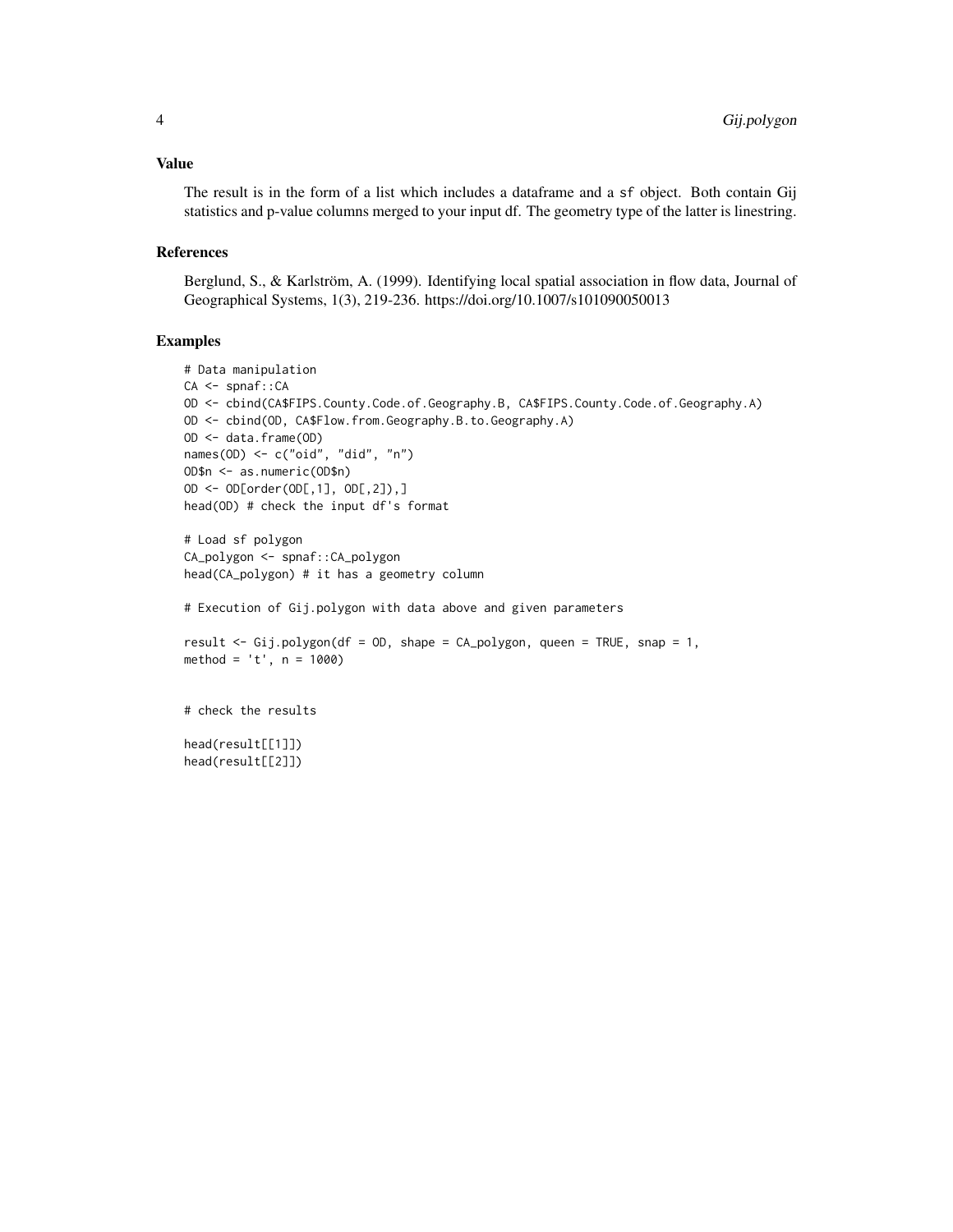## Value

The result is in the form of a list which includes a dataframe and a `sf` object. Both contain Gij statistics and p-value columns merged to your input df. The geometry type of the latter is linestring.

## References

Berglund, S., & Karlström, A. (1999). Identifying local spatial association in flow data, Journal of Geographical Systems, 1(3), 219-236. https://doi.org/10.1007/s101090050013

## Examples

```
# Data manipulation
CA <- spnaf::CA
OD <- cbind(CA$FIPS.County.Code.of.Geography.B, CA$FIPS.County.Code.of.Geography.A)
OD <- cbind(OD, CA$Flow.from.Geography.B.to.Geography.A)
OD <- data.frame(OD)
names(OD) <- c("oid", "did", "n")
OD$n <- as.numeric(OD$n)
OD <- OD[order(OD[,1], OD[,2]),]
head(OD) # check the input df's format

# Load sf polygon
CA_polygon <- spnaf::CA_polygon
head(CA_polygon) # it has a geometry column

# Execution of Gij.polygon with data above and given parameters

result <- Gij.polygon(df = OD, shape = CA_polygon, queen = TRUE, snap = 1,
method = 't', n = 1000)


# check the results

head(result[[1]])
head(result[[2]])
```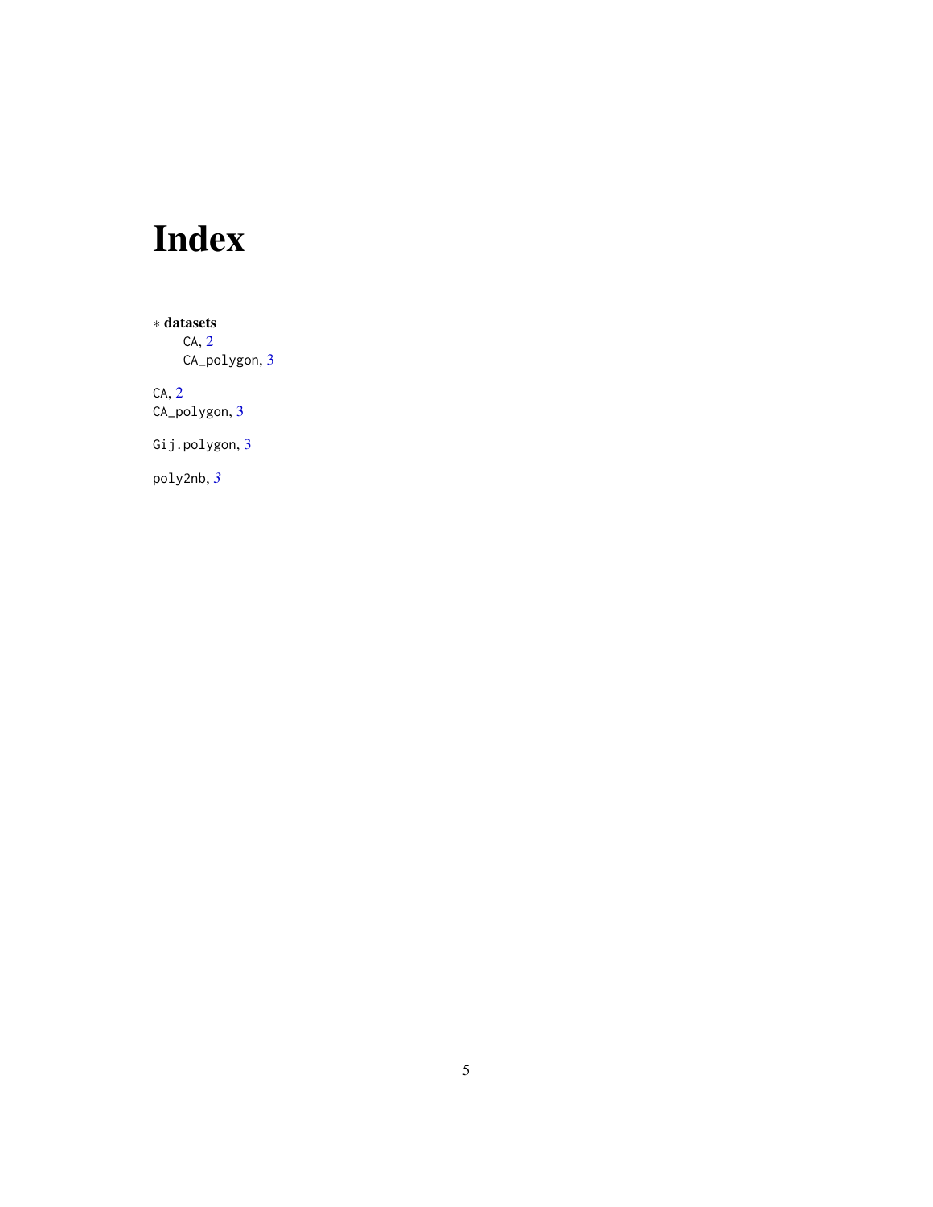# Index

∗ **datasets**
    CA, 2
    CA_polygon, 3

CA, 2
CA_polygon, 3

Gij.polygon, 3

poly2nb, *3*